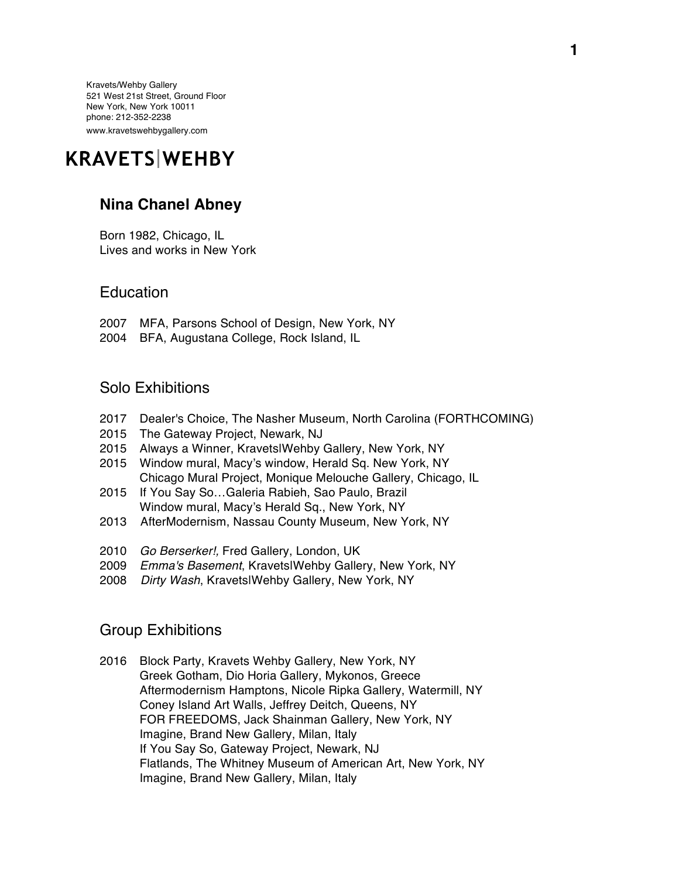Kravets/Wehby Gallery
521 West 21st Street, Ground Floor
New York, New York 10011
phone: 212-352-2238
www.kravetswehbygallery.com

# KRAVETS|WEHBY

## Nina Chanel Abney

Born 1982, Chicago, IL
Lives and works in New York

### Education

2007 MFA, Parsons School of Design, New York, NY
2004 BFA, Augustana College, Rock Island, IL

### Solo Exhibitions

2017 Dealer's Choice, The Nasher Museum, North Carolina (FORTHCOMING)
2015 The Gateway Project, Newark, NJ
2015 Always a Winner, Kravets|Wehby Gallery, New York, NY
2015 Window mural, Macy's window, Herald Sq. New York, NY
Chicago Mural Project, Monique Melouche Gallery, Chicago, IL
2015 If You Say So…Galeria Rabieh, Sao Paulo, Brazil
Window mural, Macy's Herald Sq., New York, NY
2013 AfterModernism, Nassau County Museum, New York, NY

2010 *Go Berserker!,* Fred Gallery, London, UK
2009 *Emma's Basement*, Kravets|Wehby Gallery, New York, NY
2008 *Dirty Wash*, Kravets|Wehby Gallery, New York, NY

### Group Exhibitions

2016 Block Party, Kravets Wehby Gallery, New York, NY
Greek Gotham, Dio Horia Gallery, Mykonos, Greece
Aftermodernism Hamptons, Nicole Ripka Gallery, Watermill, NY
Coney Island Art Walls, Jeffrey Deitch, Queens, NY
FOR FREEDOMS, Jack Shainman Gallery, New York, NY
Imagine, Brand New Gallery, Milan, Italy
If You Say So, Gateway Project, Newark, NJ
Flatlands, The Whitney Museum of American Art, New York, NY
Imagine, Brand New Gallery, Milan, Italy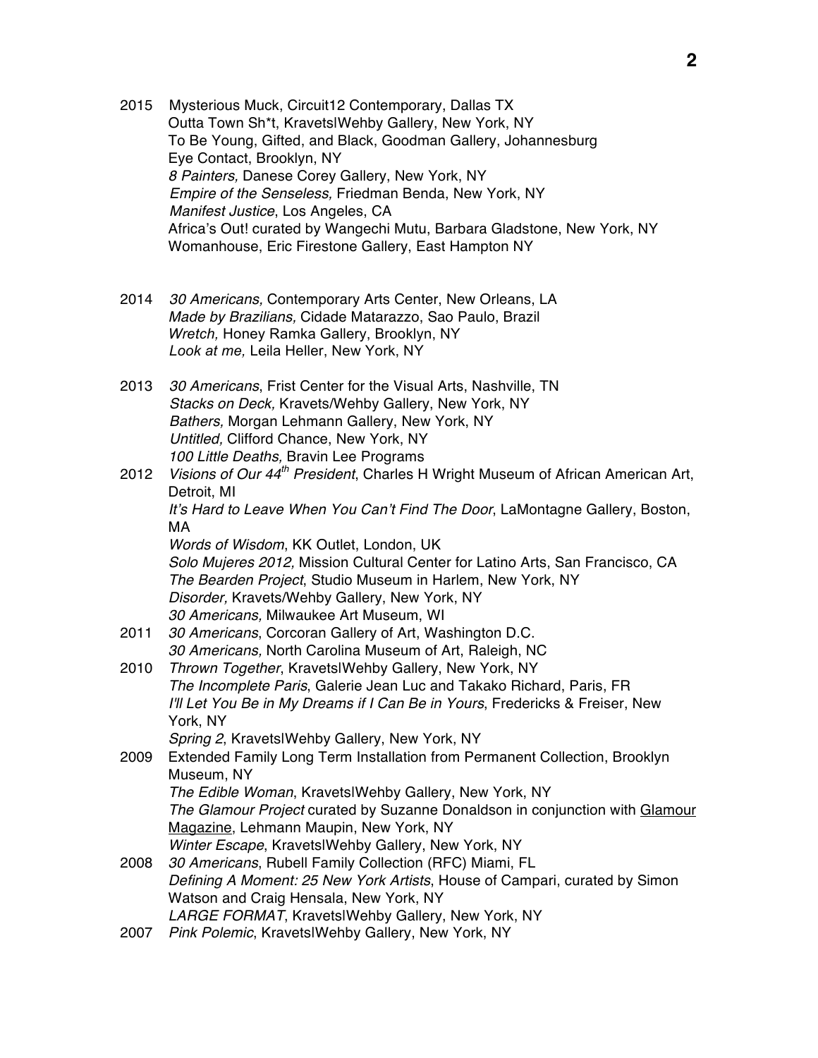2015 Mysterious Muck, Circuit12 Contemporary, Dallas TX
Outta Town Sh*t, Kravets|Wehby Gallery, New York, NY
To Be Young, Gifted, and Black, Goodman Gallery, Johannesburg
Eye Contact, Brooklyn, NY
*8 Painters,* Danese Corey Gallery, New York, NY
*Empire of the Senseless,* Friedman Benda, New York, NY
*Manifest Justice*, Los Angeles, CA
Africa's Out! curated by Wangechi Mutu, Barbara Gladstone, New York, NY
Womanhouse, Eric Firestone Gallery, East Hampton NY

2014 *30 Americans,* Contemporary Arts Center, New Orleans, LA
*Made by Brazilians,* Cidade Matarazzo, Sao Paulo, Brazil
*Wretch,* Honey Ramka Gallery, Brooklyn, NY
*Look at me,* Leila Heller, New York, NY

2013 *30 Americans*, Frist Center for the Visual Arts, Nashville, TN
*Stacks on Deck,* Kravets/Wehby Gallery, New York, NY
*Bathers,* Morgan Lehmann Gallery, New York, NY
*Untitled,* Clifford Chance, New York, NY
*100 Little Deaths,* Bravin Lee Programs

2012 *Visions of Our 44th President*, Charles H Wright Museum of African American Art, Detroit, MI
*It's Hard to Leave When You Can't Find The Door*, LaMontagne Gallery, Boston, MA
*Words of Wisdom*, KK Outlet, London, UK
*Solo Mujeres 2012,* Mission Cultural Center for Latino Arts, San Francisco, CA
*The Bearden Project*, Studio Museum in Harlem, New York, NY
*Disorder,* Kravets/Wehby Gallery, New York, NY
*30 Americans,* Milwaukee Art Museum, WI

2011 *30 Americans*, Corcoran Gallery of Art, Washington D.C.
*30 Americans,* North Carolina Museum of Art, Raleigh, NC

2010 *Thrown Together*, Kravets|Wehby Gallery, New York, NY
*The Incomplete Paris*, Galerie Jean Luc and Takako Richard, Paris, FR
*I'll Let You Be in My Dreams if I Can Be in Yours*, Fredericks & Freiser, New York, NY
*Spring 2*, Kravets|Wehby Gallery, New York, NY

2009 Extended Family Long Term Installation from Permanent Collection, Brooklyn Museum, NY
*The Edible Woman*, Kravets|Wehby Gallery, New York, NY
*The Glamour Project* curated by Suzanne Donaldson in conjunction with Glamour Magazine, Lehmann Maupin, New York, NY
*Winter Escape*, Kravets|Wehby Gallery, New York, NY

2008 *30 Americans*, Rubell Family Collection (RFC) Miami, FL
*Defining A Moment: 25 New York Artists*, House of Campari, curated by Simon Watson and Craig Hensala, New York, NY
*LARGE FORMAT*, Kravets|Wehby Gallery, New York, NY

2007 *Pink Polemic*, Kravets|Wehby Gallery, New York, NY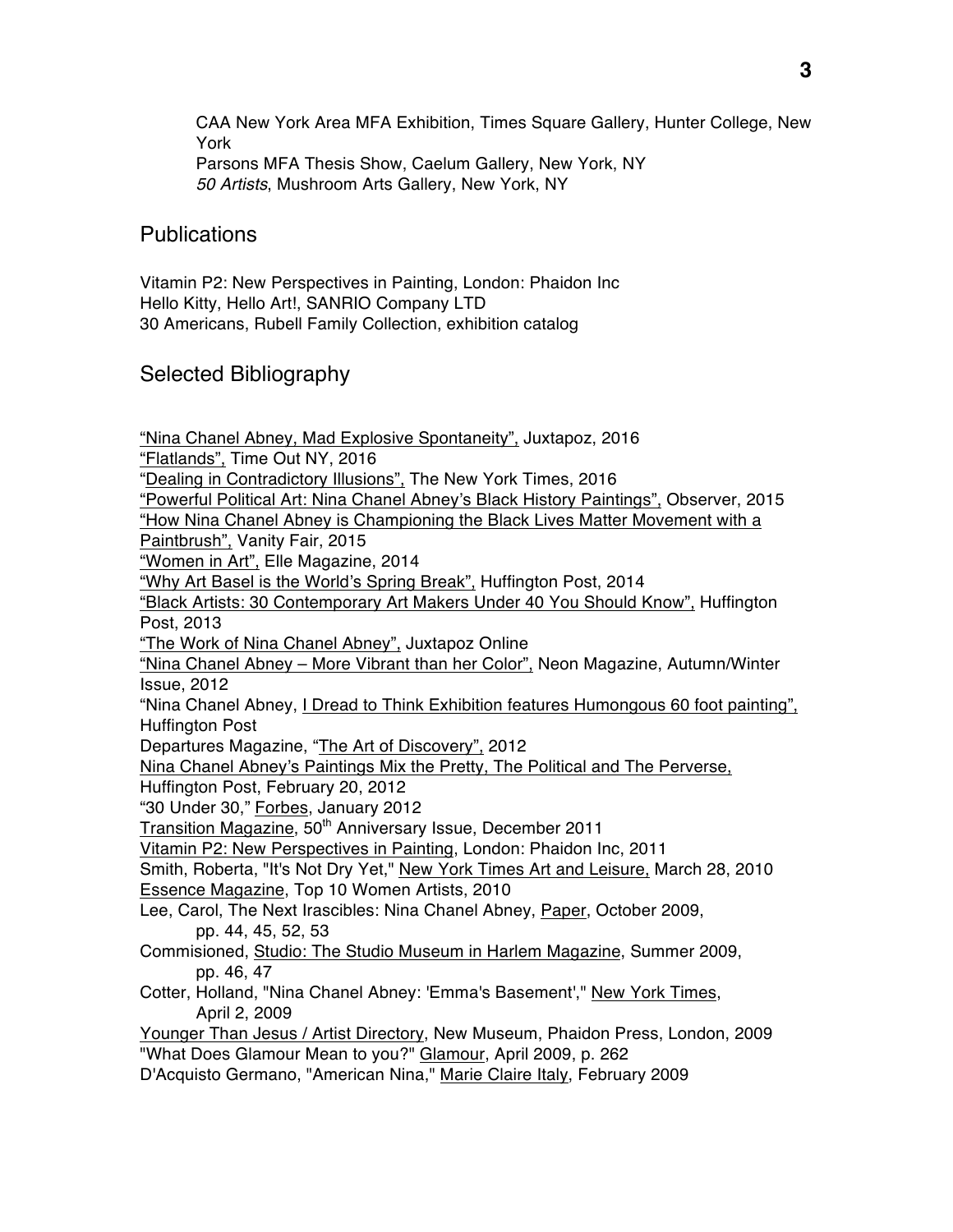CAA New York Area MFA Exhibition, Times Square Gallery, Hunter College, New York
Parsons MFA Thesis Show, Caelum Gallery, New York, NY
*50 Artists*, Mushroom Arts Gallery, New York, NY

## Publications

Vitamin P2: New Perspectives in Painting, London: Phaidon Inc
Hello Kitty, Hello Art!, SANRIO Company LTD
30 Americans, Rubell Family Collection, exhibition catalog

## Selected Bibliography

"Nina Chanel Abney, Mad Explosive Spontaneity", Juxtapoz, 2016
"Flatlands", Time Out NY, 2016
"Dealing in Contradictory Illusions", The New York Times, 2016
"Powerful Political Art: Nina Chanel Abney's Black History Paintings", Observer, 2015
"How Nina Chanel Abney is Championing the Black Lives Matter Movement with a Paintbrush", Vanity Fair, 2015
"Women in Art", Elle Magazine, 2014
"Why Art Basel is the World's Spring Break", Huffington Post, 2014
"Black Artists: 30 Contemporary Art Makers Under 40 You Should Know", Huffington Post, 2013
"The Work of Nina Chanel Abney", Juxtapoz Online
"Nina Chanel Abney – More Vibrant than her Color", Neon Magazine, Autumn/Winter Issue, 2012
"Nina Chanel Abney, I Dread to Think Exhibition features Humongous 60 foot painting", Huffington Post
Departures Magazine, "The Art of Discovery", 2012
Nina Chanel Abney's Paintings Mix the Pretty, The Political and The Perverse, Huffington Post, February 20, 2012
"30 Under 30," Forbes, January 2012
Transition Magazine, 50th Anniversary Issue, December 2011
Vitamin P2: New Perspectives in Painting, London: Phaidon Inc, 2011
Smith, Roberta, "It's Not Dry Yet," New York Times Art and Leisure, March 28, 2010
Essence Magazine, Top 10 Women Artists, 2010
Lee, Carol, The Next Irascibles: Nina Chanel Abney, Paper, October 2009, pp. 44, 45, 52, 53
Commisioned, Studio: The Studio Museum in Harlem Magazine, Summer 2009, pp. 46, 47
Cotter, Holland, "Nina Chanel Abney: 'Emma's Basement'," New York Times, April 2, 2009
Younger Than Jesus / Artist Directory, New Museum, Phaidon Press, London, 2009
"What Does Glamour Mean to you?" Glamour, April 2009, p. 262
D'Acquisto Germano, "American Nina," Marie Claire Italy, February 2009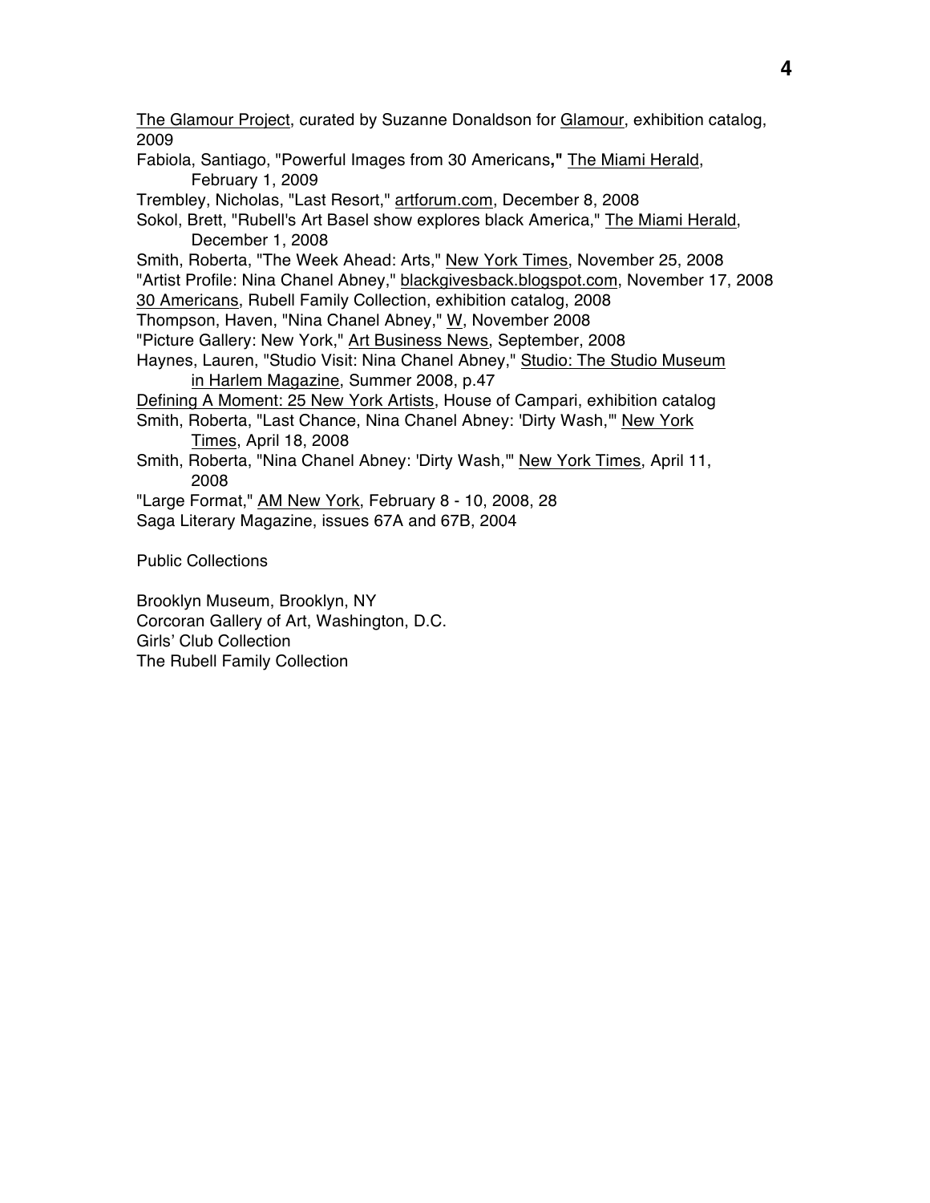The Glamour Project, curated by Suzanne Donaldson for Glamour, exhibition catalog, 2009

Fabiola, Santiago, "Powerful Images from 30 Americans," The Miami Herald, February 1, 2009

Trembley, Nicholas, "Last Resort," artforum.com, December 8, 2008

Sokol, Brett, "Rubell's Art Basel show explores black America," The Miami Herald, December 1, 2008

Smith, Roberta, "The Week Ahead: Arts," New York Times, November 25, 2008

"Artist Profile: Nina Chanel Abney," blackgivesback.blogspot.com, November 17, 2008

30 Americans, Rubell Family Collection, exhibition catalog, 2008

Thompson, Haven, "Nina Chanel Abney," W, November 2008

"Picture Gallery: New York," Art Business News, September, 2008

Haynes, Lauren, "Studio Visit: Nina Chanel Abney," Studio: The Studio Museum in Harlem Magazine, Summer 2008, p.47

Defining A Moment: 25 New York Artists, House of Campari, exhibition catalog

Smith, Roberta, "Last Chance, Nina Chanel Abney: 'Dirty Wash,'" New York Times, April 18, 2008

Smith, Roberta, "Nina Chanel Abney: 'Dirty Wash,'" New York Times, April 11, 2008

"Large Format," AM New York, February 8 - 10, 2008, 28

Saga Literary Magazine, issues 67A and 67B, 2004

Public Collections

Brooklyn Museum, Brooklyn, NY

Corcoran Gallery of Art, Washington, D.C.

Girls' Club Collection

The Rubell Family Collection